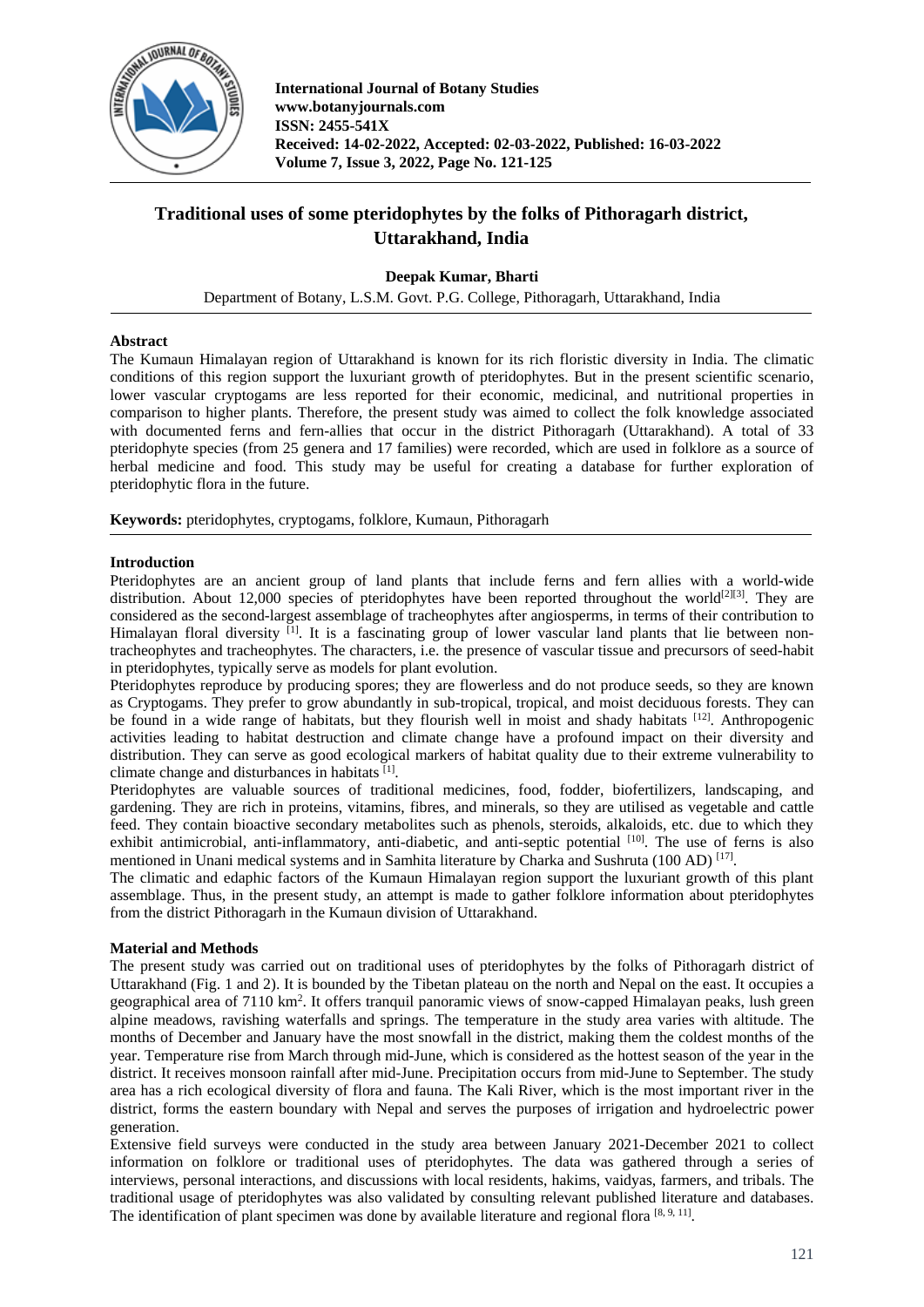# Traditional uses of some pteridophytes by the folks of Pithoragarh district, Uttarakhand, India

**Deepak Kumar, Bharti**

Department of Botany, L.S.M. Govt. P.G. College, Pithoragarh, Uttarakhand, India

## Abstract

The Kumaun Himalayan region of Uttarakhand is known for its rich floristic diversity in India. The climatic conditions of this region support the luxuriant growth of pteridophytes. But in the present scientific scenario, lower vascular cryptogams are less reported for their economic, medicinal, and nutritional properties in comparison to higher plants. Therefore, the present study was aimed to collect the folk knowledge associated with documented ferns and fern-allies that occur in the district Pithoragarh (Uttarakhand). A total of 33 pteridophyte species (from 25 genera and 17 families) were recorded, which are used in folklore as a source of herbal medicine and food. This study may be useful for creating a database for further exploration of pteridophytic flora in the future.

**Keywords:** pteridophytes, cryptogams, folklore, Kumaun, Pithoragarh

## Introduction

Pteridophytes are an ancient group of land plants that include ferns and fern allies with a world-wide distribution. About 12,000 species of pteridophytes have been reported throughout the world[2][3]. They are considered as the second-largest assemblage of tracheophytes after angiosperms, in terms of their contribution to Himalayan floral diversity [1]. It is a fascinating group of lower vascular land plants that lie between non-tracheophytes and tracheophytes. The characters, i.e. the presence of vascular tissue and precursors of seed-habit in pteridophytes, typically serve as models for plant evolution.

Pteridophytes reproduce by producing spores; they are flowerless and do not produce seeds, so they are known as Cryptogams. They prefer to grow abundantly in sub-tropical, tropical, and moist deciduous forests. They can be found in a wide range of habitats, but they flourish well in moist and shady habitats [12]. Anthropogenic activities leading to habitat destruction and climate change have a profound impact on their diversity and distribution. They can serve as good ecological markers of habitat quality due to their extreme vulnerability to climate change and disturbances in habitats [1].

Pteridophytes are valuable sources of traditional medicines, food, fodder, biofertilizers, landscaping, and gardening. They are rich in proteins, vitamins, fibres, and minerals, so they are utilised as vegetable and cattle feed. They contain bioactive secondary metabolites such as phenols, steroids, alkaloids, etc. due to which they exhibit antimicrobial, anti-inflammatory, anti-diabetic, and anti-septic potential [10]. The use of ferns is also mentioned in Unani medical systems and in Samhita literature by Charka and Sushruta (100 AD) [17].

The climatic and edaphic factors of the Kumaun Himalayan region support the luxuriant growth of this plant assemblage. Thus, in the present study, an attempt is made to gather folklore information about pteridophytes from the district Pithoragarh in the Kumaun division of Uttarakhand.

## Material and Methods

The present study was carried out on traditional uses of pteridophytes by the folks of Pithoragarh district of Uttarakhand (Fig. 1 and 2). It is bounded by the Tibetan plateau on the north and Nepal on the east. It occupies a geographical area of 7110 km$^2$. It offers tranquil panoramic views of snow-capped Himalayan peaks, lush green alpine meadows, ravishing waterfalls and springs. The temperature in the study area varies with altitude. The months of December and January have the most snowfall in the district, making them the coldest months of the year. Temperature rise from March through mid-June, which is considered as the hottest season of the year in the district. It receives monsoon rainfall after mid-June. Precipitation occurs from mid-June to September. The study area has a rich ecological diversity of flora and fauna. The Kali River, which is the most important river in the district, forms the eastern boundary with Nepal and serves the purposes of irrigation and hydroelectric power generation.

Extensive field surveys were conducted in the study area between January 2021-December 2021 to collect information on folklore or traditional uses of pteridophytes. The data was gathered through a series of interviews, personal interactions, and discussions with local residents, hakims, vaidyas, farmers, and tribals. The traditional usage of pteridophytes was also validated by consulting relevant published literature and databases. The identification of plant specimen was done by available literature and regional flora [8, 9, 11].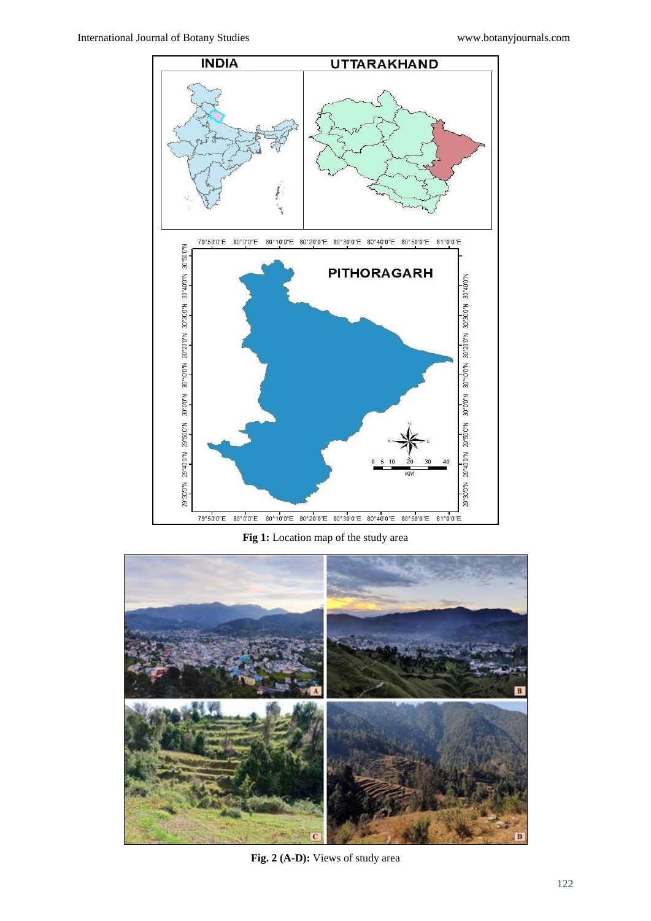**Fig 1:** Location map of the study area

**Fig. 2 (A-D):** Views of study area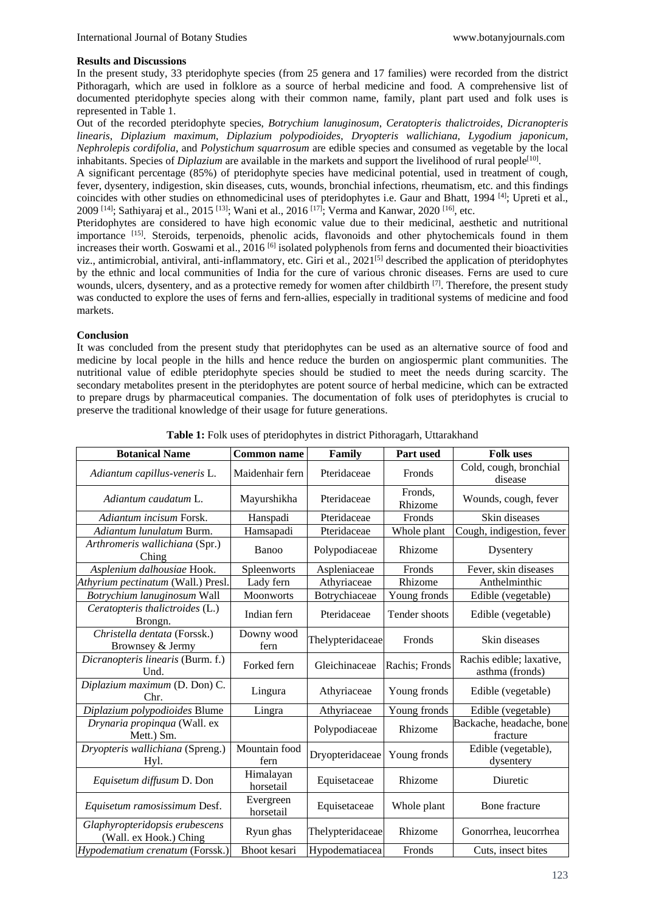**Results and Discussions**

In the present study, 33 pteridophyte species (from 25 genera and 17 families) were recorded from the district Pithoragarh, which are used in folklore as a source of herbal medicine and food. A comprehensive list of documented pteridophyte species along with their common name, family, plant part used and folk uses is represented in Table 1.

Out of the recorded pteridophyte species, *Botrychium lanuginosum, Ceratopteris thalictroides*, *Dicranopteris linearis*, *Diplazium maximum*, *Diplazium polypodioides*, *Dryopteris wallichiana*, *Lygodium japonicum, Nephrolepis cordifolia*, and *Polystichum squarrosum* are edible species and consumed as vegetable by the local inhabitants. Species of *Diplazium* are available in the markets and support the livelihood of rural people[10].

A significant percentage (85%) of pteridophyte species have medicinal potential, used in treatment of cough, fever, dysentery, indigestion, skin diseases, cuts, wounds, bronchial infections, rheumatism, etc. and this findings coincides with other studies on ethnomedicinal uses of pteridophytes i.e. Gaur and Bhatt, 1994 [4]; Upreti et al., 2009 [14]; Sathiyaraj et al., 2015 [13]; Wani et al., 2016 [17]; Verma and Kanwar, 2020 [16], etc.

Pteridophytes are considered to have high economic value due to their medicinal, aesthetic and nutritional importance [15]. Steroids, terpenoids, phenolic acids, flavonoids and other phytochemicals found in them increases their worth. Goswami et al., 2016 [6] isolated polyphenols from ferns and documented their bioactivities viz., antimicrobial, antiviral, anti-inflammatory, etc. Giri et al., 2021[5] described the application of pteridophytes by the ethnic and local communities of India for the cure of various chronic diseases. Ferns are used to cure wounds, ulcers, dysentery, and as a protective remedy for women after childbirth [7]. Therefore, the present study was conducted to explore the uses of ferns and fern-allies, especially in traditional systems of medicine and food markets.

**Conclusion**

It was concluded from the present study that pteridophytes can be used as an alternative source of food and medicine by local people in the hills and hence reduce the burden on angiospermic plant communities. The nutritional value of edible pteridophyte species should be studied to meet the needs during scarcity. The secondary metabolites present in the pteridophytes are potent source of herbal medicine, which can be extracted to prepare drugs by pharmaceutical companies. The documentation of folk uses of pteridophytes is crucial to preserve the traditional knowledge of their usage for future generations.

**Table 1:** Folk uses of pteridophytes in district Pithoragarh, Uttarakhand

| Botanical Name | Common name | Family | Part used | Folk uses |
|---|---|---|---|---|
| *Adiantum capillus-veneris* L. | Maidenhair fern | Pteridaceae | Fronds | Cold, cough, bronchial disease |
| *Adiantum caudatum* L. | Mayurshikha | Pteridaceae | Fronds, Rhizome | Wounds, cough, fever |
| *Adiantum incisum* Forsk. | Hanspadi | Pteridaceae | Fronds | Skin diseases |
| *Adiantum lunulatum* Burm. | Hamsapadi | Pteridaceae | Whole plant | Cough, indigestion, fever |
| *Arthromeris wallichiana* (Spr.) Ching | Banoo | Polypodiaceae | Rhizome | Dysentery |
| *Asplenium dalhousiae* Hook. | Spleenworts | Aspleniaceae | Fronds | Fever, skin diseases |
| *Athyrium pectinatum* (Wall.) Presl. | Lady fern | Athyriaceae | Rhizome | Anthelminthic |
| *Botrychium lanuginosum* Wall | Moonworts | Botrychiaceae | Young fronds | Edible (vegetable) |
| *Ceratopteris thalictroides* (L.) Brongn. | Indian fern | Pteridaceae | Tender shoots | Edible (vegetable) |
| *Christella dentata* (Forssk.) Brownsey & Jermy | Downy wood fern | Thelypteridaceae | Fronds | Skin diseases |
| *Dicranopteris linearis* (Burm. f.) Und. | Forked fern | Gleichinaceae | Rachis; Fronds | Rachis edible; laxative, asthma (fronds) |
| *Diplazium maximum* (D. Don) C. Chr. | Lingura | Athyriaceae | Young fronds | Edible (vegetable) |
| *Diplazium polypodioides* Blume | Lingra | Athyriaceae | Young fronds | Edible (vegetable) |
| *Drynaria propinqua* (Wall. ex Mett.) Sm. | | Polypodiaceae | Rhizome | Backache, headache, bone fracture |
| *Dryopteris wallichiana* (Spreng.) Hyl. | Mountain food fern | Dryopteridaceae | Young fronds | Edible (vegetable), dysentery |
| *Equisetum diffusum* D. Don | Himalayan horsetail | Equisetaceae | Rhizome | Diuretic |
| *Equisetum ramosissimum* Desf. | Evergreen horsetail | Equisetaceae | Whole plant | Bone fracture |
| *Glaphyropteridopsis erubescens* (Wall. ex Hook.) Ching | Ryun ghas | Thelypteridaceae | Rhizome | Gonorrhea, leucorrhea |
| *Hypodematium crenatum* (Forssk.) | Bhoot kesari | Hypodematiacea | Fronds | Cuts, insect bites |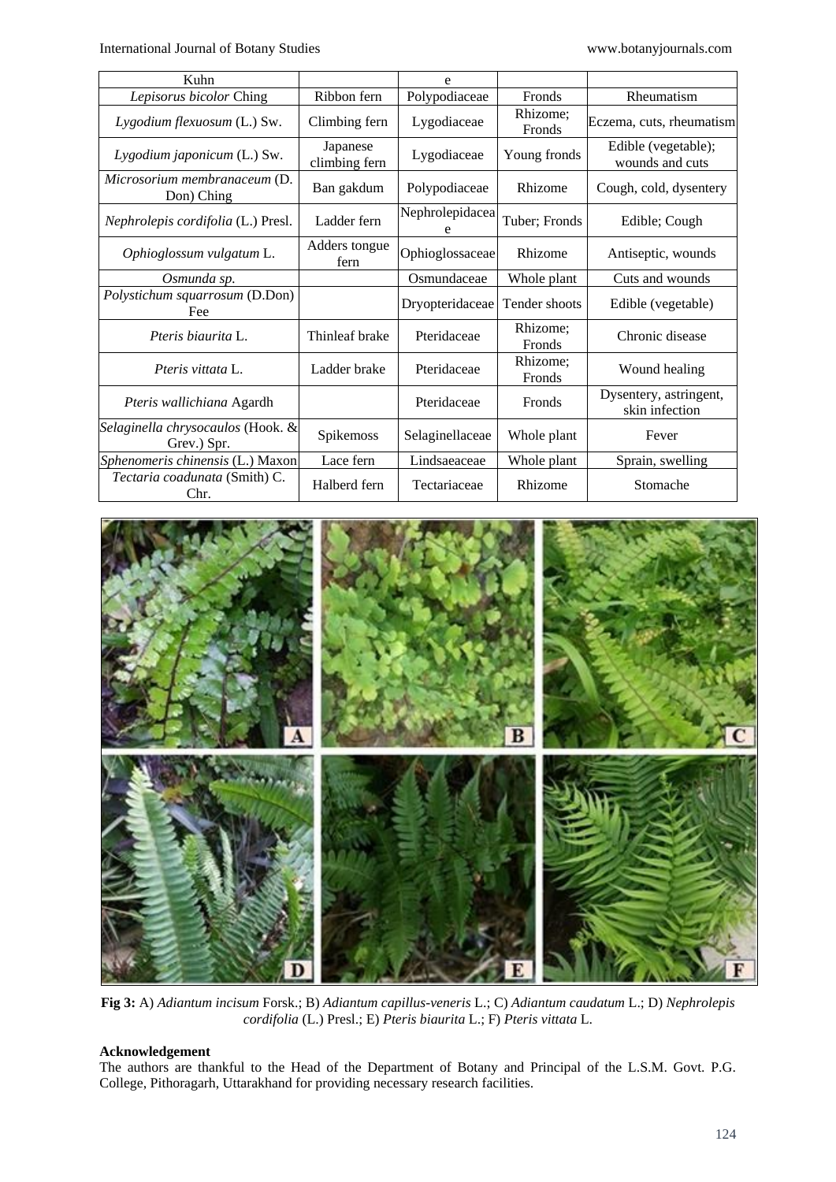| Kuhn | | e | | |
|---|---|---|---|---|
| *Lepisorus bicolor* Ching | Ribbon fern | Polypodiaceae | Fronds | Rheumatism |
| *Lygodium flexuosum* (L.) Sw. | Climbing fern | Lygodiaceae | Rhizome; Fronds | Eczema, cuts, rheumatism |
| *Lygodium japonicum* (L.) Sw. | Japanese climbing fern | Lygodiaceae | Young fronds | Edible (vegetable); wounds and cuts |
| *Microsorium membranaceum* (D. Don) Ching | Ban gakdum | Polypodiaceae | Rhizome | Cough, cold, dysentery |
| *Nephrolepis cordifolia* (L.) Presl. | Ladder fern | Nephrolepidaceae | Tuber; Fronds | Edible; Cough |
| *Ophioglossum vulgatum* L. | Adders tongue fern | Ophioglossaceae | Rhizome | Antiseptic, wounds |
| *Osmunda sp.* | | Osmundaceae | Whole plant | Cuts and wounds |
| *Polystichum squarrosum* (D.Don) Fee | | Dryopteridaceae | Tender shoots | Edible (vegetable) |
| *Pteris biaurita* L. | Thinleaf brake | Pteridaceae | Rhizome; Fronds | Chronic disease |
| *Pteris vittata* L. | Ladder brake | Pteridaceae | Rhizome; Fronds | Wound healing |
| *Pteris wallichiana* Agardh | | Pteridaceae | Fronds | Dysentery, astringent, skin infection |
| *Selaginella chrysocaulos* (Hook. & Grev.) Spr. | Spikemoss | Selaginellaceae | Whole plant | Fever |
| *Sphenomeris chinensis* (L.) Maxon | Lace fern | Lindsaeaceae | Whole plant | Sprain, swelling |
| *Tectaria coadunata* (Smith) C. Chr. | Halberd fern | Tectariaceae | Rhizome | Stomache |

**Fig 3:** A) *Adiantum incisum* Forsk.; B) *Adiantum capillus-veneris* L.; C) *Adiantum caudatum* L.; D) *Nephrolepis cordifolia* (L.) Presl.; E) *Pteris biaurita* L.; F) *Pteris vittata* L.

**Acknowledgement**

The authors are thankful to the Head of the Department of Botany and Principal of the L.S.M. Govt. P.G. College, Pithoragarh, Uttarakhand for providing necessary research facilities.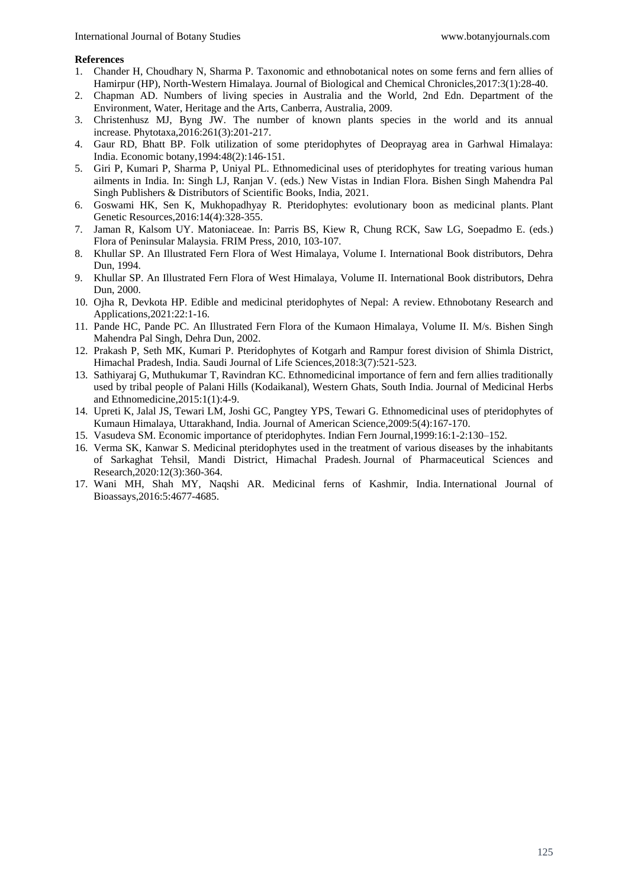**References**

1. Chander H, Choudhary N, Sharma P. Taxonomic and ethnobotanical notes on some ferns and fern allies of Hamirpur (HP), North-Western Himalaya. Journal of Biological and Chemical Chronicles,2017:3(1):28-40.
2. Chapman AD. Numbers of living species in Australia and the World, 2nd Edn. Department of the Environment, Water, Heritage and the Arts, Canberra, Australia, 2009.
3. Christenhusz MJ, Byng JW. The number of known plants species in the world and its annual increase. Phytotaxa,2016:261(3):201-217.
4. Gaur RD, Bhatt BP. Folk utilization of some pteridophytes of Deoprayag area in Garhwal Himalaya: India. Economic botany,1994:48(2):146-151.
5. Giri P, Kumari P, Sharma P, Uniyal PL. Ethnomedicinal uses of pteridophytes for treating various human ailments in India. In: Singh LJ, Ranjan V. (eds.) New Vistas in Indian Flora. Bishen Singh Mahendra Pal Singh Publishers & Distributors of Scientific Books, India, 2021.
6. Goswami HK, Sen K, Mukhopadhyay R. Pteridophytes: evolutionary boon as medicinal plants. Plant Genetic Resources,2016:14(4):328-355.
7. Jaman R, Kalsom UY. Matoniaceae. In: Parris BS, Kiew R, Chung RCK, Saw LG, Soepadmo E. (eds.) Flora of Peninsular Malaysia. FRIM Press, 2010, 103-107.
8. Khullar SP. An Illustrated Fern Flora of West Himalaya, Volume I. International Book distributors, Dehra Dun, 1994.
9. Khullar SP. An Illustrated Fern Flora of West Himalaya, Volume II. International Book distributors, Dehra Dun, 2000.
10. Ojha R, Devkota HP. Edible and medicinal pteridophytes of Nepal: A review. Ethnobotany Research and Applications,2021:22:1-16.
11. Pande HC, Pande PC. An Illustrated Fern Flora of the Kumaon Himalaya, Volume II. M/s. Bishen Singh Mahendra Pal Singh, Dehra Dun, 2002.
12. Prakash P, Seth MK, Kumari P. Pteridophytes of Kotgarh and Rampur forest division of Shimla District, Himachal Pradesh, India. Saudi Journal of Life Sciences,2018:3(7):521-523.
13. Sathiyaraj G, Muthukumar T, Ravindran KC. Ethnomedicinal importance of fern and fern allies traditionally used by tribal people of Palani Hills (Kodaikanal), Western Ghats, South India. Journal of Medicinal Herbs and Ethnomedicine,2015:1(1):4-9.
14. Upreti K, Jalal JS, Tewari LM, Joshi GC, Pangtey YPS, Tewari G. Ethnomedicinal uses of pteridophytes of Kumaun Himalaya, Uttarakhand, India. Journal of American Science,2009:5(4):167-170.
15. Vasudeva SM. Economic importance of pteridophytes. Indian Fern Journal,1999:16:1-2:130–152.
16. Verma SK, Kanwar S. Medicinal pteridophytes used in the treatment of various diseases by the inhabitants of Sarkaghat Tehsil, Mandi District, Himachal Pradesh. Journal of Pharmaceutical Sciences and Research,2020:12(3):360-364.
17. Wani MH, Shah MY, Naqshi AR. Medicinal ferns of Kashmir, India. International Journal of Bioassays,2016:5:4677-4685.